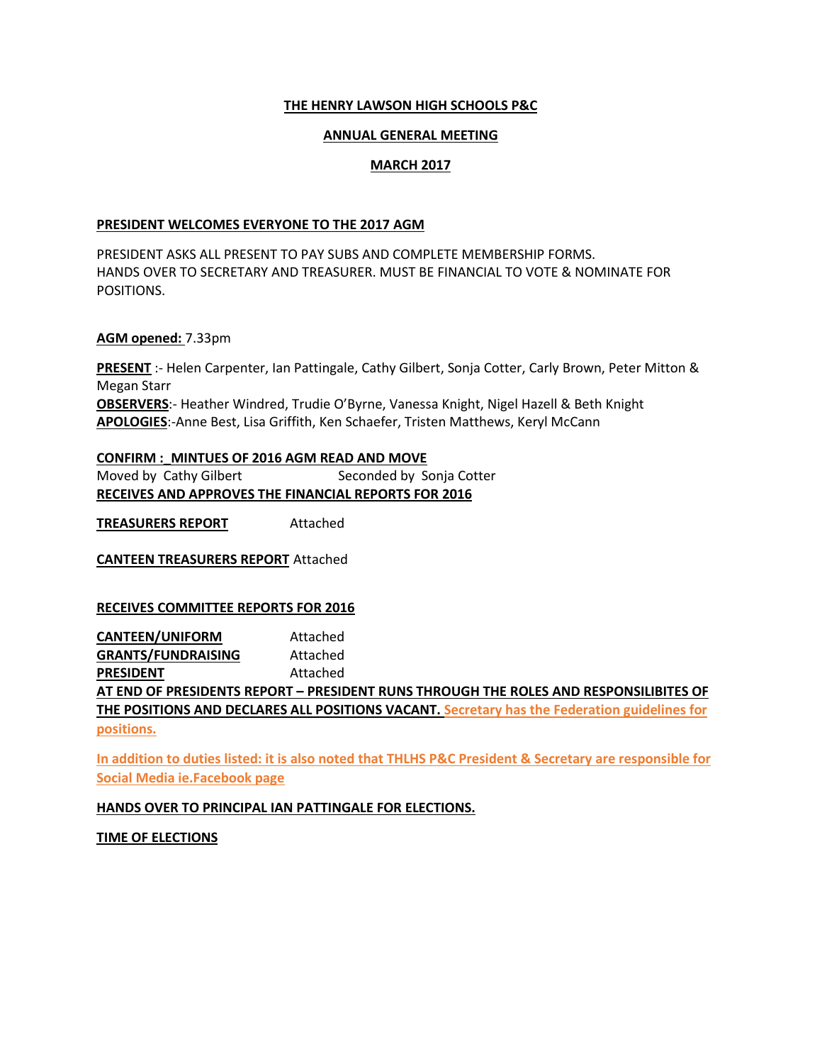**THE HENRY LAWSON HIGH SCHOOLS P&C**

**ANNUAL GENERAL MEETING**

**MARCH 2017**

**PRESIDENT WELCOMES EVERYONE TO THE 2017 AGM**

PRESIDENT ASKS ALL PRESENT TO PAY SUBS AND COMPLETE MEMBERSHIP FORMS.
HANDS OVER TO SECRETARY AND TREASURER. MUST BE FINANCIAL TO VOTE & NOMINATE FOR POSITIONS.

**AGM opened:** 7.33pm

**PRESENT** :- Helen Carpenter, Ian Pattingale, Cathy Gilbert, Sonja Cotter, Carly Brown, Peter Mitton & Megan Starr
**OBSERVERS**:- Heather Windred, Trudie O'Byrne, Vanessa Knight, Nigel Hazell & Beth Knight
**APOLOGIES**:-Anne Best, Lisa Griffith, Ken Schaefer, Tristen Matthews, Keryl McCann

**CONFIRM :_MINTUES OF 2016 AGM READ AND MOVE**
Moved by Cathy Gilbert Seconded by Sonja Cotter
**RECEIVES AND APPROVES THE FINANCIAL REPORTS FOR 2016**

**TREASURERS REPORT** Attached

**CANTEEN TREASURERS REPORT** Attached

**RECEIVES COMMITTEE REPORTS FOR 2016**

**CANTEEN/UNIFORM** Attached
**GRANTS/FUNDRAISING** Attached
**PRESIDENT** Attached
**AT END OF PRESIDENTS REPORT – PRESIDENT RUNS THROUGH THE ROLES AND RESPONSILIBITES OF THE POSITIONS AND DECLARES ALL POSITIONS VACANT. Secretary has the Federation guidelines for positions.**

**In addition to duties listed: it is also noted that THLHS P&C President & Secretary are responsible for Social Media ie.Facebook page**

**HANDS OVER TO PRINCIPAL IAN PATTINGALE FOR ELECTIONS.**

**TIME OF ELECTIONS**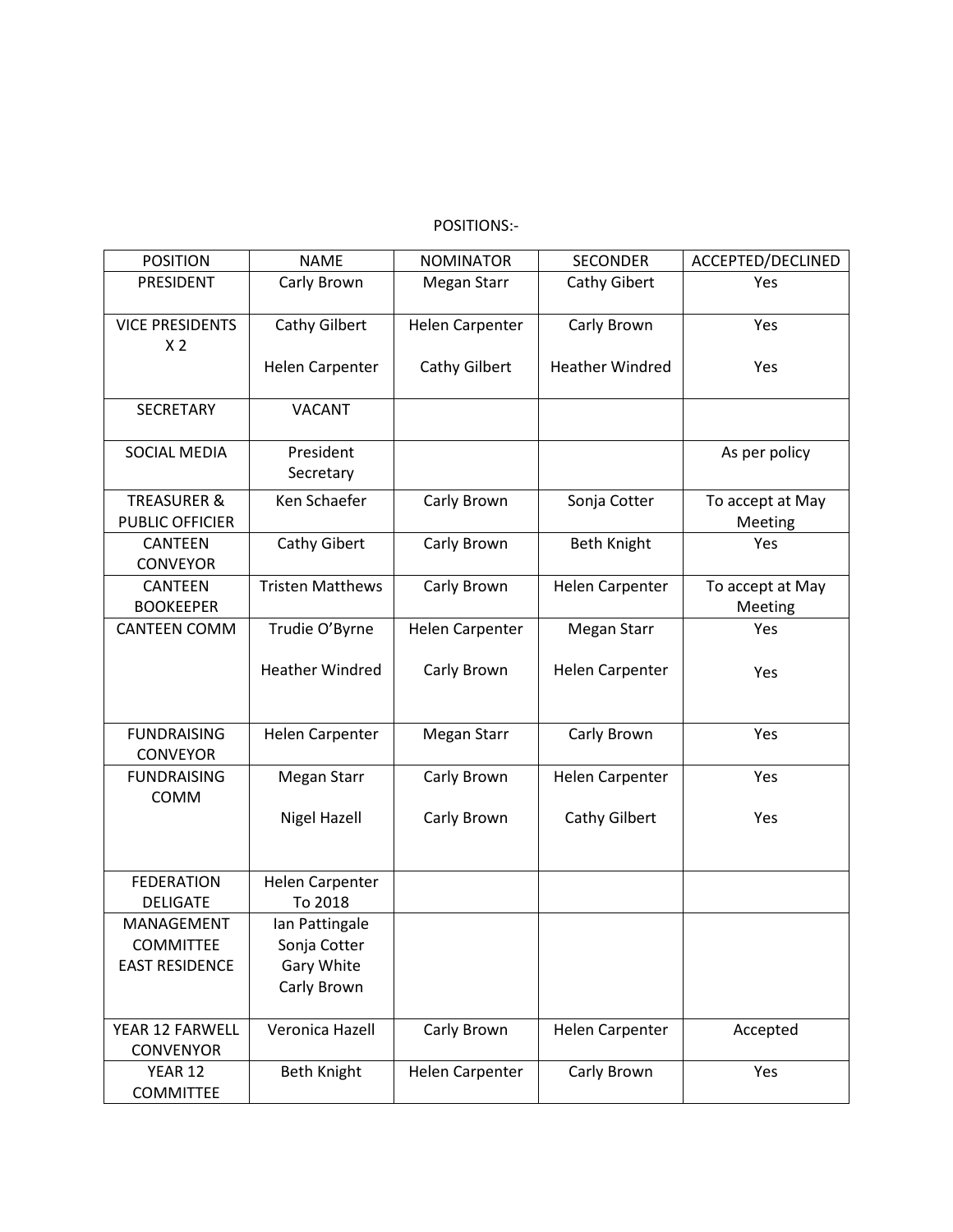POSITIONS:-

| POSITION | NAME | NOMINATOR | SECONDER | ACCEPTED/DECLINED |
|---|---|---|---|---|
| PRESIDENT | Carly Brown | Megan Starr | Cathy Gibert | Yes |
| VICE PRESIDENTS X 2 | Cathy Gilbert<br><br>Helen Carpenter | Helen Carpenter<br><br>Cathy Gilbert | Carly Brown<br><br>Heather Windred | Yes<br><br>Yes |
| SECRETARY | VACANT | | | |
| SOCIAL MEDIA | President<br>Secretary | | | As per policy |
| TREASURER & PUBLIC OFFICIER | Ken Schaefer | Carly Brown | Sonja Cotter | To accept at May Meeting |
| CANTEEN CONVEYOR | Cathy Gibert | Carly Brown | Beth Knight | Yes |
| CANTEEN BOOKEEPER | Tristen Matthews | Carly Brown | Helen Carpenter | To accept at May Meeting |
| CANTEEN COMM | Trudie O'Byrne<br><br>Heather Windred | Helen Carpenter<br><br>Carly Brown | Megan Starr<br><br>Helen Carpenter | Yes<br><br>Yes |
| FUNDRAISING CONVEYOR | Helen Carpenter | Megan Starr | Carly Brown | Yes |
| FUNDRAISING COMM | Megan Starr<br><br>Nigel Hazell | Carly Brown<br><br>Carly Brown | Helen Carpenter<br><br>Cathy Gilbert | Yes<br><br>Yes |
| FEDERATION DELIGATE | Helen Carpenter To 2018 | | | |
| MANAGEMENT COMMITTEE EAST RESIDENCE | Ian Pattingale<br>Sonja Cotter<br>Gary White<br>Carly Brown | | | |
| YEAR 12 FARWELL CONVENYOR | Veronica Hazell | Carly Brown | Helen Carpenter | Accepted |
| YEAR 12 COMMITTEE | Beth Knight | Helen Carpenter | Carly Brown | Yes |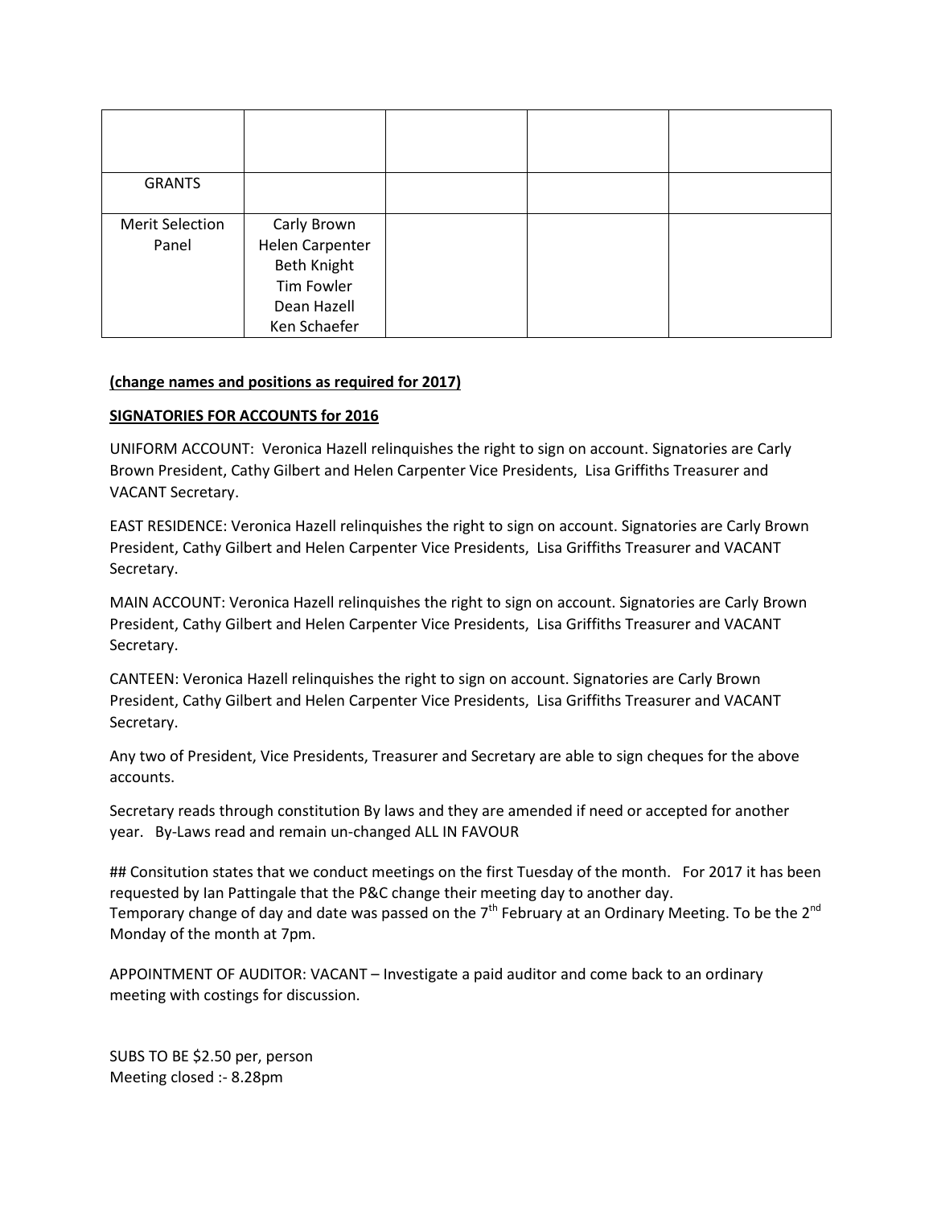| | | | | |
|---|---|---|---|---|
| | | | | |
| GRANTS | | | | |
| Merit Selection Panel | Carly Brown<br>Helen Carpenter<br>Beth Knight<br>Tim Fowler<br>Dean Hazell<br>Ken Schaefer | | | |

**(change names and positions as required for 2017)**

**SIGNATORIES FOR ACCOUNTS for 2016**

UNIFORM ACCOUNT: Veronica Hazell relinquishes the right to sign on account. Signatories are Carly Brown President, Cathy Gilbert and Helen Carpenter Vice Presidents, Lisa Griffiths Treasurer and VACANT Secretary.

EAST RESIDENCE: Veronica Hazell relinquishes the right to sign on account. Signatories are Carly Brown President, Cathy Gilbert and Helen Carpenter Vice Presidents, Lisa Griffiths Treasurer and VACANT Secretary.

MAIN ACCOUNT: Veronica Hazell relinquishes the right to sign on account. Signatories are Carly Brown President, Cathy Gilbert and Helen Carpenter Vice Presidents, Lisa Griffiths Treasurer and VACANT Secretary.

CANTEEN: Veronica Hazell relinquishes the right to sign on account. Signatories are Carly Brown President, Cathy Gilbert and Helen Carpenter Vice Presidents, Lisa Griffiths Treasurer and VACANT Secretary.

Any two of President, Vice Presidents, Treasurer and Secretary are able to sign cheques for the above accounts.

Secretary reads through constitution By laws and they are amended if need or accepted for another year. By-Laws read and remain un-changed ALL IN FAVOUR

## Consitution states that we conduct meetings on the first Tuesday of the month. For 2017 it has been requested by Ian Pattingale that the P&C change their meeting day to another day.
Temporary change of day and date was passed on the 7th February at an Ordinary Meeting. To be the 2nd Monday of the month at 7pm.

APPOINTMENT OF AUDITOR: VACANT – Investigate a paid auditor and come back to an ordinary meeting with costings for discussion.

SUBS TO BE $2.50 per, person
Meeting closed :- 8.28pm